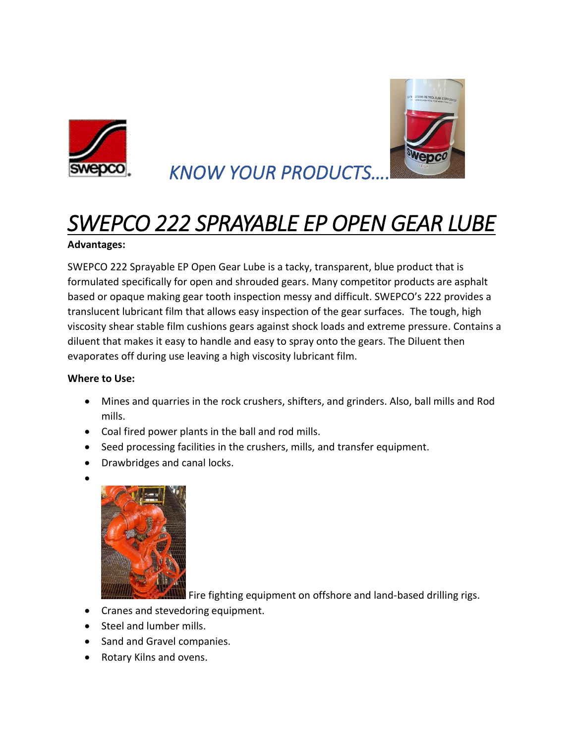*KNOW YOUR PRODUCTS….*

# *SWEPCO 222 SPRAYABLE EP OPEN GEAR LUBE*

**Advantages:**

SWEPCO 222 Sprayable EP Open Gear Lube is a tacky, transparent, blue product that is formulated specifically for open and shrouded gears. Many competitor products are asphalt based or opaque making gear tooth inspection messy and difficult. SWEPCO's 222 provides a translucent lubricant film that allows easy inspection of the gear surfaces. The tough, high viscosity shear stable film cushions gears against shock loads and extreme pressure. Contains a diluent that makes it easy to handle and easy to spray onto the gears. The Diluent then evaporates off during use leaving a high viscosity lubricant film.

**Where to Use:**

- Mines and quarries in the rock crushers, shifters, and grinders. Also, ball mills and Rod mills.
- Coal fired power plants in the ball and rod mills.
- Seed processing facilities in the crushers, mills, and transfer equipment.
- Drawbridges and canal locks.
- Fire fighting equipment on offshore and land-based drilling rigs.
- Cranes and stevedoring equipment.
- Steel and lumber mills.
- Sand and Gravel companies.
- Rotary Kilns and ovens.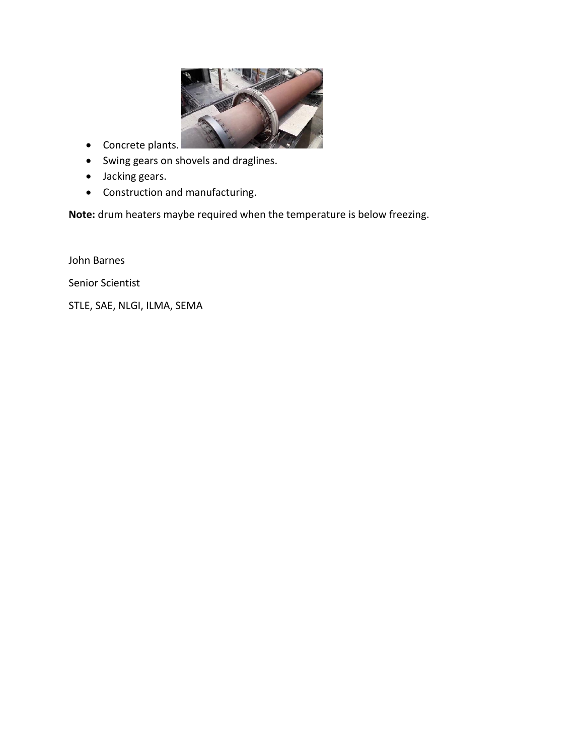- Concrete plants.
- Swing gears on shovels and draglines.
- Jacking gears.
- Construction and manufacturing.

**Note:** drum heaters maybe required when the temperature is below freezing.

John Barnes

Senior Scientist

STLE, SAE, NLGI, ILMA, SEMA